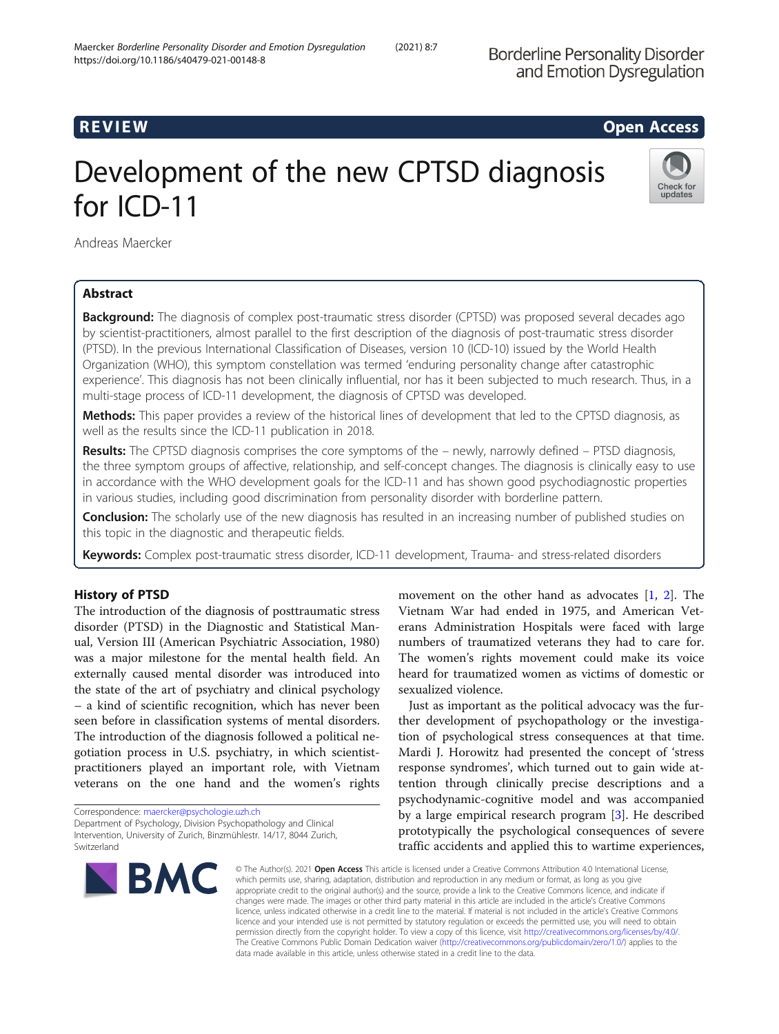REVIEW

Open Access

# Development of the new CPTSD diagnosis for ICD-11

Andreas Maercker

## Abstract

**Background:** The diagnosis of complex post-traumatic stress disorder (CPTSD) was proposed several decades ago by scientist-practitioners, almost parallel to the first description of the diagnosis of post-traumatic stress disorder (PTSD). In the previous International Classification of Diseases, version 10 (ICD-10) issued by the World Health Organization (WHO), this symptom constellation was termed 'enduring personality change after catastrophic experience'. This diagnosis has not been clinically influential, nor has it been subjected to much research. Thus, in a multi-stage process of ICD-11 development, the diagnosis of CPTSD was developed.

**Methods:** This paper provides a review of the historical lines of development that led to the CPTSD diagnosis, as well as the results since the ICD-11 publication in 2018.

**Results:** The CPTSD diagnosis comprises the core symptoms of the – newly, narrowly defined – PTSD diagnosis, the three symptom groups of affective, relationship, and self-concept changes. The diagnosis is clinically easy to use in accordance with the WHO development goals for the ICD-11 and has shown good psychodiagnostic properties in various studies, including good discrimination from personality disorder with borderline pattern.

**Conclusion:** The scholarly use of the new diagnosis has resulted in an increasing number of published studies on this topic in the diagnostic and therapeutic fields.

**Keywords:** Complex post-traumatic stress disorder, ICD-11 development, Trauma- and stress-related disorders

## History of PTSD

The introduction of the diagnosis of posttraumatic stress disorder (PTSD) in the Diagnostic and Statistical Manual, Version III (American Psychiatric Association, 1980) was a major milestone for the mental health field. An externally caused mental disorder was introduced into the state of the art of psychiatry and clinical psychology – a kind of scientific recognition, which has never been seen before in classification systems of mental disorders. The introduction of the diagnosis followed a political negotiation process in U.S. psychiatry, in which scientist-practitioners played an important role, with Vietnam veterans on the one hand and the women's rights movement on the other hand as advocates [1, 2]. The Vietnam War had ended in 1975, and American Veterans Administration Hospitals were faced with large numbers of traumatized veterans they had to care for. The women's rights movement could make its voice heard for traumatized women as victims of domestic or sexualized violence.

Just as important as the political advocacy was the further development of psychopathology or the investigation of psychological stress consequences at that time. Mardi J. Horowitz had presented the concept of 'stress response syndromes', which turned out to gain wide attention through clinically precise descriptions and a psychodynamic-cognitive model and was accompanied by a large empirical research program [3]. He described prototypically the psychological consequences of severe traffic accidents and applied this to wartime experiences,

Correspondence: maercker@psychologie.uzh.ch

Department of Psychology, Division Psychopathology and Clinical Intervention, University of Zurich, Binzmühlestr. 14/17, 8044 Zurich, Switzerland

© The Author(s). 2021 **Open Access** This article is licensed under a Creative Commons Attribution 4.0 International License, which permits use, sharing, adaptation, distribution and reproduction in any medium or format, as long as you give appropriate credit to the original author(s) and the source, provide a link to the Creative Commons licence, and indicate if changes were made. The images or other third party material in this article are included in the article's Creative Commons licence, unless indicated otherwise in a credit line to the material. If material is not included in the article's Creative Commons licence and your intended use is not permitted by statutory regulation or exceeds the permitted use, you will need to obtain permission directly from the copyright holder. To view a copy of this licence, visit http://creativecommons.org/licenses/by/4.0/. The Creative Commons Public Domain Dedication waiver (http://creativecommons.org/publicdomain/zero/1.0/) applies to the data made available in this article, unless otherwise stated in a credit line to the data.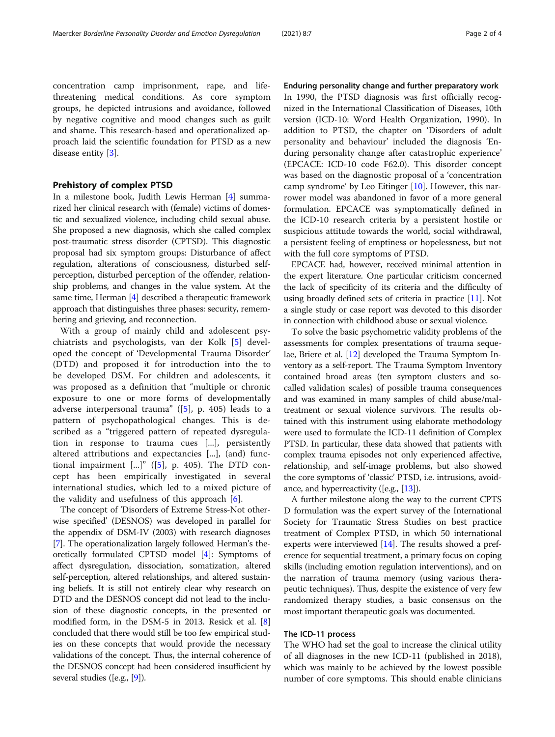concentration camp imprisonment, rape, and life-threatening medical conditions. As core symptom groups, he depicted intrusions and avoidance, followed by negative cognitive and mood changes such as guilt and shame. This research-based and operationalized approach laid the scientific foundation for PTSD as a new disease entity [3].

## Prehistory of complex PTSD

In a milestone book, Judith Lewis Herman [4] summarized her clinical research with (female) victims of domestic and sexualized violence, including child sexual abuse. She proposed a new diagnosis, which she called complex post-traumatic stress disorder (CPTSD). This diagnostic proposal had six symptom groups: Disturbance of affect regulation, alterations of consciousness, disturbed self-perception, disturbed perception of the offender, relationship problems, and changes in the value system. At the same time, Herman [4] described a therapeutic framework approach that distinguishes three phases: security, remembering and grieving, and reconnection.

With a group of mainly child and adolescent psychiatrists and psychologists, van der Kolk [5] developed the concept of 'Developmental Trauma Disorder' (DTD) and proposed it for introduction into the to be developed DSM. For children and adolescents, it was proposed as a definition that "multiple or chronic exposure to one or more forms of developmentally adverse interpersonal trauma" ([5], p. 405) leads to a pattern of psychopathological changes. This is described as a "triggered pattern of repeated dysregulation in response to trauma cues [...], persistently altered attributions and expectancies [...], (and) functional impairment [...]" ([5], p. 405). The DTD concept has been empirically investigated in several international studies, which led to a mixed picture of the validity and usefulness of this approach [6].

The concept of 'Disorders of Extreme Stress-Not otherwise specified' (DESNOS) was developed in parallel for the appendix of DSM-IV (2003) with research diagnoses [7]. The operationalization largely followed Herman's theoretically formulated CPTSD model [4]: Symptoms of affect dysregulation, dissociation, somatization, altered self-perception, altered relationships, and altered sustaining beliefs. It is still not entirely clear why research on DTD and the DESNOS concept did not lead to the inclusion of these diagnostic concepts, in the presented or modified form, in the DSM-5 in 2013. Resick et al. [8] concluded that there would still be too few empirical studies on these concepts that would provide the necessary validations of the concept. Thus, the internal coherence of the DESNOS concept had been considered insufficient by several studies ([e.g., [9]).

### Enduring personality change and further preparatory work

In 1990, the PTSD diagnosis was first officially recognized in the International Classification of Diseases, 10th version (ICD-10: Word Health Organization, 1990). In addition to PTSD, the chapter on 'Disorders of adult personality and behaviour' included the diagnosis 'Enduring personality change after catastrophic experience' (EPCACE: ICD-10 code F62.0). This disorder concept was based on the diagnostic proposal of a 'concentration camp syndrome' by Leo Eitinger [10]. However, this narrower model was abandoned in favor of a more general formulation. EPCACE was symptomatically defined in the ICD-10 research criteria by a persistent hostile or suspicious attitude towards the world, social withdrawal, a persistent feeling of emptiness or hopelessness, but not with the full core symptoms of PTSD.

EPCACE had, however, received minimal attention in the expert literature. One particular criticism concerned the lack of specificity of its criteria and the difficulty of using broadly defined sets of criteria in practice [11]. Not a single study or case report was devoted to this disorder in connection with childhood abuse or sexual violence.

To solve the basic psychometric validity problems of the assessments for complex presentations of trauma sequelae, Briere et al. [12] developed the Trauma Symptom Inventory as a self-report. The Trauma Symptom Inventory contained broad areas (ten symptom clusters and so-called validation scales) of possible trauma consequences and was examined in many samples of child abuse/maltreatment or sexual violence survivors. The results obtained with this instrument using elaborate methodology were used to formulate the ICD-11 definition of Complex PTSD. In particular, these data showed that patients with complex trauma episodes not only experienced affective, relationship, and self-image problems, but also showed the core symptoms of 'classic' PTSD, i.e. intrusions, avoidance, and hyperreactivity ([e.g., [13]).

A further milestone along the way to the current CPTSD formulation was the expert survey of the International Society for Traumatic Stress Studies on best practice treatment of Complex PTSD, in which 50 international experts were interviewed [14]. The results showed a preference for sequential treatment, a primary focus on coping skills (including emotion regulation interventions), and on the narration of trauma memory (using various therapeutic techniques). Thus, despite the existence of very few randomized therapy studies, a basic consensus on the most important therapeutic goals was documented.

### The ICD-11 process

The WHO had set the goal to increase the clinical utility of all diagnoses in the new ICD-11 (published in 2018), which was mainly to be achieved by the lowest possible number of core symptoms. This should enable clinicians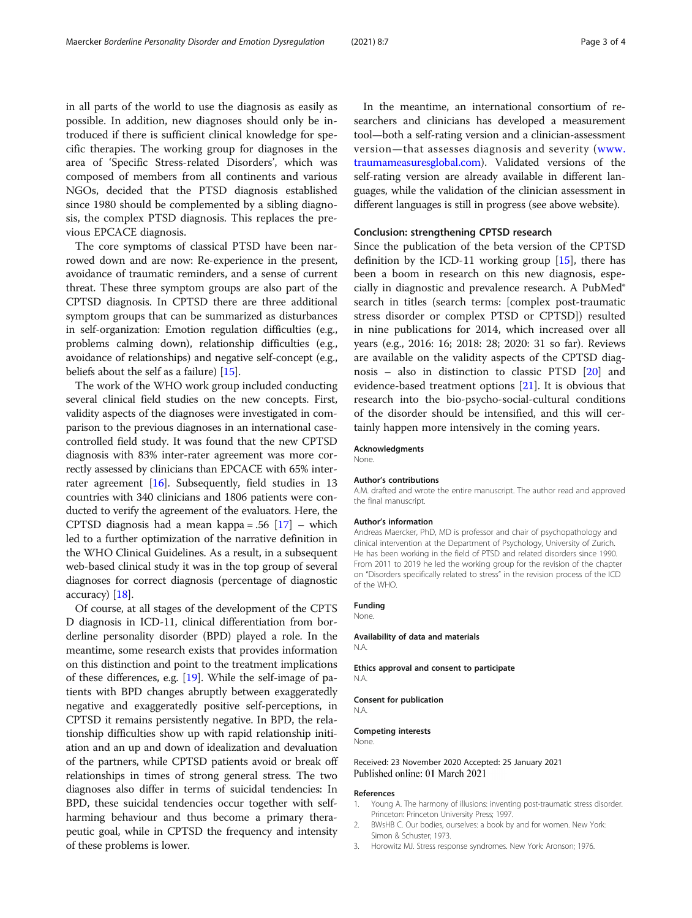in all parts of the world to use the diagnosis as easily as possible. In addition, new diagnoses should only be introduced if there is sufficient clinical knowledge for specific therapies. The working group for diagnoses in the area of 'Specific Stress-related Disorders', which was composed of members from all continents and various NGOs, decided that the PTSD diagnosis established since 1980 should be complemented by a sibling diagnosis, the complex PTSD diagnosis. This replaces the previous EPCACE diagnosis.

The core symptoms of classical PTSD have been narrowed down and are now: Re-experience in the present, avoidance of traumatic reminders, and a sense of current threat. These three symptom groups are also part of the CPTSD diagnosis. In CPTSD there are three additional symptom groups that can be summarized as disturbances in self-organization: Emotion regulation difficulties (e.g., problems calming down), relationship difficulties (e.g., avoidance of relationships) and negative self-concept (e.g., beliefs about the self as a failure) [15].

The work of the WHO work group included conducting several clinical field studies on the new concepts. First, validity aspects of the diagnoses were investigated in comparison to the previous diagnoses in an international case-controlled field study. It was found that the new CPTSD diagnosis with 83% inter-rater agreement was more correctly assessed by clinicians than EPCACE with 65% inter-rater agreement [16]. Subsequently, field studies in 13 countries with 340 clinicians and 1806 patients were conducted to verify the agreement of the evaluators. Here, the CPTSD diagnosis had a mean kappa = .56 [17] – which led to a further optimization of the narrative definition in the WHO Clinical Guidelines. As a result, in a subsequent web-based clinical study it was in the top group of several diagnoses for correct diagnosis (percentage of diagnostic accuracy) [18].

Of course, at all stages of the development of the CPTSD diagnosis in ICD-11, clinical differentiation from borderline personality disorder (BPD) played a role. In the meantime, some research exists that provides information on this distinction and point to the treatment implications of these differences, e.g. [19]. While the self-image of patients with BPD changes abruptly between exaggeratedly negative and exaggeratedly positive self-perceptions, in CPTSD it remains persistently negative. In BPD, the relationship difficulties show up with rapid relationship initiation and an up and down of idealization and devaluation of the partners, while CPTSD patients avoid or break off relationships in times of strong general stress. The two diagnoses also differ in terms of suicidal tendencies: In BPD, these suicidal tendencies occur together with self-harming behaviour and thus become a primary therapeutic goal, while in CPTSD the frequency and intensity of these problems is lower.

In the meantime, an international consortium of researchers and clinicians has developed a measurement tool—both a self-rating version and a clinician-assessment version—that assesses diagnosis and severity (www.traumameasuresglobal.com). Validated versions of the self-rating version are already available in different languages, while the validation of the clinician assessment in different languages is still in progress (see above website).

## Conclusion: strengthening CPTSD research

Since the publication of the beta version of the CPTSD definition by the ICD-11 working group [15], there has been a boom in research on this new diagnosis, especially in diagnostic and prevalence research. A PubMed® search in titles (search terms: [complex post-traumatic stress disorder or complex PTSD or CPTSD]) resulted in nine publications for 2014, which increased over all years (e.g., 2016: 16; 2018: 28; 2020: 31 so far). Reviews are available on the validity aspects of the CPTSD diagnosis – also in distinction to classic PTSD [20] and evidence-based treatment options [21]. It is obvious that research into the bio-psycho-social-cultural conditions of the disorder should be intensified, and this will certainly happen more intensively in the coming years.

### Acknowledgments

None.

### Author's contributions

A.M. drafted and wrote the entire manuscript. The author read and approved the final manuscript.

### Author's information

Andreas Maercker, PhD, MD is professor and chair of psychopathology and clinical intervention at the Department of Psychology, University of Zurich. He has been working in the field of PTSD and related disorders since 1990. From 2011 to 2019 he led the working group for the revision of the chapter on "Disorders specifically related to stress" in the revision process of the ICD of the WHO.

### Funding

None.

### Availability of data and materials

N.A.

### Ethics approval and consent to participate

N.A.

### Consent for publication

N.A.

### Competing interests

None.

Received: 23 November 2020 Accepted: 25 January 2021
Published online: 01 March 2021

### References

1. Young A. The harmony of illusions: inventing post-traumatic stress disorder. Princeton: Princeton University Press; 1997.
2. BWsHB C. Our bodies, ourselves: a book by and for women. New York: Simon & Schuster; 1973.
3. Horowitz MJ. Stress response syndromes. New York: Aronson; 1976.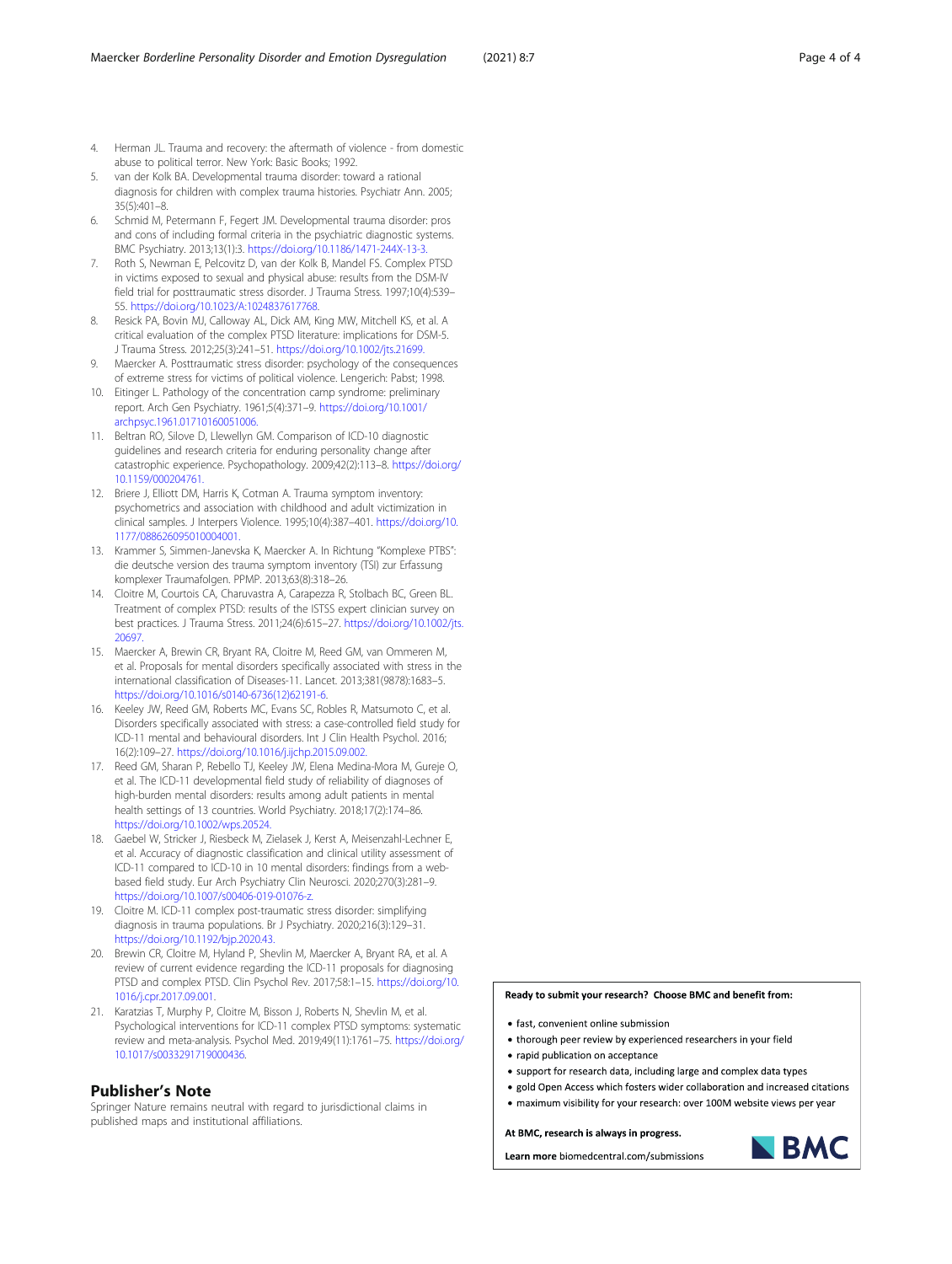4. Herman JL. Trauma and recovery: the aftermath of violence - from domestic abuse to political terror. New York: Basic Books; 1992.
5. van der Kolk BA. Developmental trauma disorder: toward a rational diagnosis for children with complex trauma histories. Psychiatr Ann. 2005; 35(5):401–8.
6. Schmid M, Petermann F, Fegert JM. Developmental trauma disorder: pros and cons of including formal criteria in the psychiatric diagnostic systems. BMC Psychiatry. 2013;13(1):3. https://doi.org/10.1186/1471-244X-13-3.
7. Roth S, Newman E, Pelcovitz D, van der Kolk B, Mandel FS. Complex PTSD in victims exposed to sexual and physical abuse: results from the DSM-IV field trial for posttraumatic stress disorder. J Trauma Stress. 1997;10(4):539–55. https://doi.org/10.1023/A:1024837617768.
8. Resick PA, Bovin MJ, Calloway AL, Dick AM, King MW, Mitchell KS, et al. A critical evaluation of the complex PTSD literature: implications for DSM-5. J Trauma Stress. 2012;25(3):241–51. https://doi.org/10.1002/jts.21699.
9. Maercker A. Posttraumatic stress disorder: psychology of the consequences of extreme stress for victims of political violence. Lengerich: Pabst; 1998.
10. Eitinger L. Pathology of the concentration camp syndrome: preliminary report. Arch Gen Psychiatry. 1961;5(4):371–9. https://doi.org/10.1001/archpsyc.1961.01710160051006.
11. Beltran RO, Silove D, Llewellyn GM. Comparison of ICD-10 diagnostic guidelines and research criteria for enduring personality change after catastrophic experience. Psychopathology. 2009;42(2):113–8. https://doi.org/10.1159/000204761.
12. Briere J, Elliott DM, Harris K, Cotman A. Trauma symptom inventory: psychometrics and association with childhood and adult victimization in clinical samples. J Interpers Violence. 1995;10(4):387–401. https://doi.org/10.1177/088626095010004001.
13. Krammer S, Simmen-Janevska K, Maercker A. In Richtung "Komplexe PTBS": die deutsche version des trauma symptom inventory (TSI) zur Erfassung komplexer Traumafolgen. PPMP. 2013;63(8):318–26.
14. Cloitre M, Courtois CA, Charuvastra A, Carapezza R, Stolbach BC, Green BL. Treatment of complex PTSD: results of the ISTSS expert clinician survey on best practices. J Trauma Stress. 2011;24(6):615–27. https://doi.org/10.1002/jts.20697.
15. Maercker A, Brewin CR, Bryant RA, Cloitre M, Reed GM, van Ommeren M, et al. Proposals for mental disorders specifically associated with stress in the international classification of Diseases-11. Lancet. 2013;381(9878):1683–5. https://doi.org/10.1016/s0140-6736(12)62191-6.
16. Keeley JW, Reed GM, Roberts MC, Evans SC, Robles R, Matsumoto C, et al. Disorders specifically associated with stress: a case-controlled field study for ICD-11 mental and behavioural disorders. Int J Clin Health Psychol. 2016; 16(2):109–27. https://doi.org/10.1016/j.ijchp.2015.09.002.
17. Reed GM, Sharan P, Rebello TJ, Keeley JW, Elena Medina-Mora M, Gureje O, et al. The ICD-11 developmental field study of reliability of diagnoses of high-burden mental disorders: results among adult patients in mental health settings of 13 countries. World Psychiatry. 2018;17(2):174–86. https://doi.org/10.1002/wps.20524.
18. Gaebel W, Stricker J, Riesbeck M, Zielasek J, Kerst A, Meisenzahl-Lechner E, et al. Accuracy of diagnostic classification and clinical utility assessment of ICD-11 compared to ICD-10 in 10 mental disorders: findings from a web-based field study. Eur Arch Psychiatry Clin Neurosci. 2020;270(3):281–9. https://doi.org/10.1007/s00406-019-01076-z.
19. Cloitre M. ICD-11 complex post-traumatic stress disorder: simplifying diagnosis in trauma populations. Br J Psychiatry. 2020;216(3):129–31. https://doi.org/10.1192/bjp.2020.43.
20. Brewin CR, Cloitre M, Hyland P, Shevlin M, Maercker A, Bryant RA, et al. A review of current evidence regarding the ICD-11 proposals for diagnosing PTSD and complex PTSD. Clin Psychol Rev. 2017;58:1–15. https://doi.org/10.1016/j.cpr.2017.09.001.
21. Karatzias T, Murphy P, Cloitre M, Bisson J, Roberts N, Shevlin M, et al. Psychological interventions for ICD-11 complex PTSD symptoms: systematic review and meta-analysis. Psychol Med. 2019;49(11):1761–75. https://doi.org/10.1017/s0033291719000436.

## Publisher's Note

Springer Nature remains neutral with regard to jurisdictional claims in published maps and institutional affiliations.

**Ready to submit your research? Choose BMC and benefit from:**

- fast, convenient online submission
- thorough peer review by experienced researchers in your field
- rapid publication on acceptance
- support for research data, including large and complex data types
- gold Open Access which fosters wider collaboration and increased citations
- maximum visibility for your research: over 100M website views per year

**At BMC, research is always in progress.**

**Learn more** biomedcentral.com/submissions

BMC